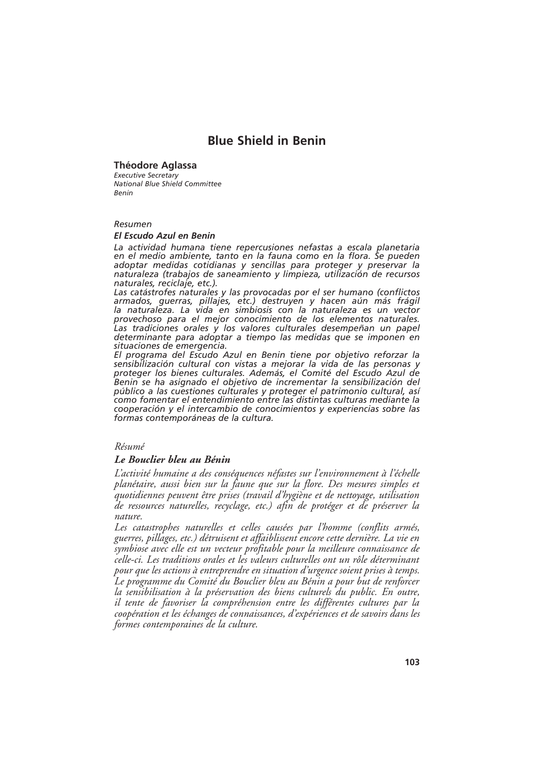# Blue Shield in Benin

**Théodore Aglassa**
*Executive Secretary*
*National Blue Shield Committee*
*Benin*

*Resumen*

***El Escudo Azul en Benin***

*La actividad humana tiene repercusiones nefastas a escala planetaria en el medio ambiente, tanto en la fauna como en la flora. Se pueden adoptar medidas cotidianas y sencillas para proteger y preservar la naturaleza (trabajos de saneamiento y limpieza, utilización de recursos naturales, reciclaje, etc.).*

*Las catástrofes naturales y las provocadas por el ser humano (conflictos armados, guerras, pillajes, etc.) destruyen y hacen aún más frágil la naturaleza. La vida en simbiosis con la naturaleza es un vector provechoso para el mejor conocimiento de los elementos naturales. Las tradiciones orales y los valores culturales desempeñan un papel determinante para adoptar a tiempo las medidas que se imponen en situaciones de emergencia.*

*El programa del Escudo Azul en Benin tiene por objetivo reforzar la sensibilización cultural con vistas a mejorar la vida de las personas y proteger los bienes culturales. Además, el Comité del Escudo Azul de Benin se ha asignado el objetivo de incrementar la sensibilización del público a las cuestiones culturales y proteger el patrimonio cultural, así como fomentar el entendimiento entre las distintas culturas mediante la cooperación y el intercambio de conocimientos y experiencias sobre las formas contemporáneas de la cultura.*

*Résumé*

***Le Bouclier bleu au Bénin***

*L'activité humaine a des conséquences néfastes sur l'environnement à l'échelle planétaire, aussi bien sur la faune que sur la flore. Des mesures simples et quotidiennes peuvent être prises (travail d'hygiène et de nettoyage, utilisation de ressources naturelles, recyclage, etc.) afin de protéger et de préserver la nature.*

*Les catastrophes naturelles et celles causées par l'homme (conflits armés, guerres, pillages, etc.) détruisent et affaiblissent encore cette dernière. La vie en symbiose avec elle est un vecteur profitable pour la meilleure connaissance de celle-ci. Les traditions orales et les valeurs culturelles ont un rôle déterminant pour que les actions à entreprendre en situation d'urgence soient prises à temps. Le programme du Comité du Bouclier bleu au Bénin a pour but de renforcer la sensibilisation à la préservation des biens culturels du public. En outre, il tente de favoriser la compréhension entre les différentes cultures par la coopération et les échanges de connaissances, d'expériences et de savoirs dans les formes contemporaines de la culture.*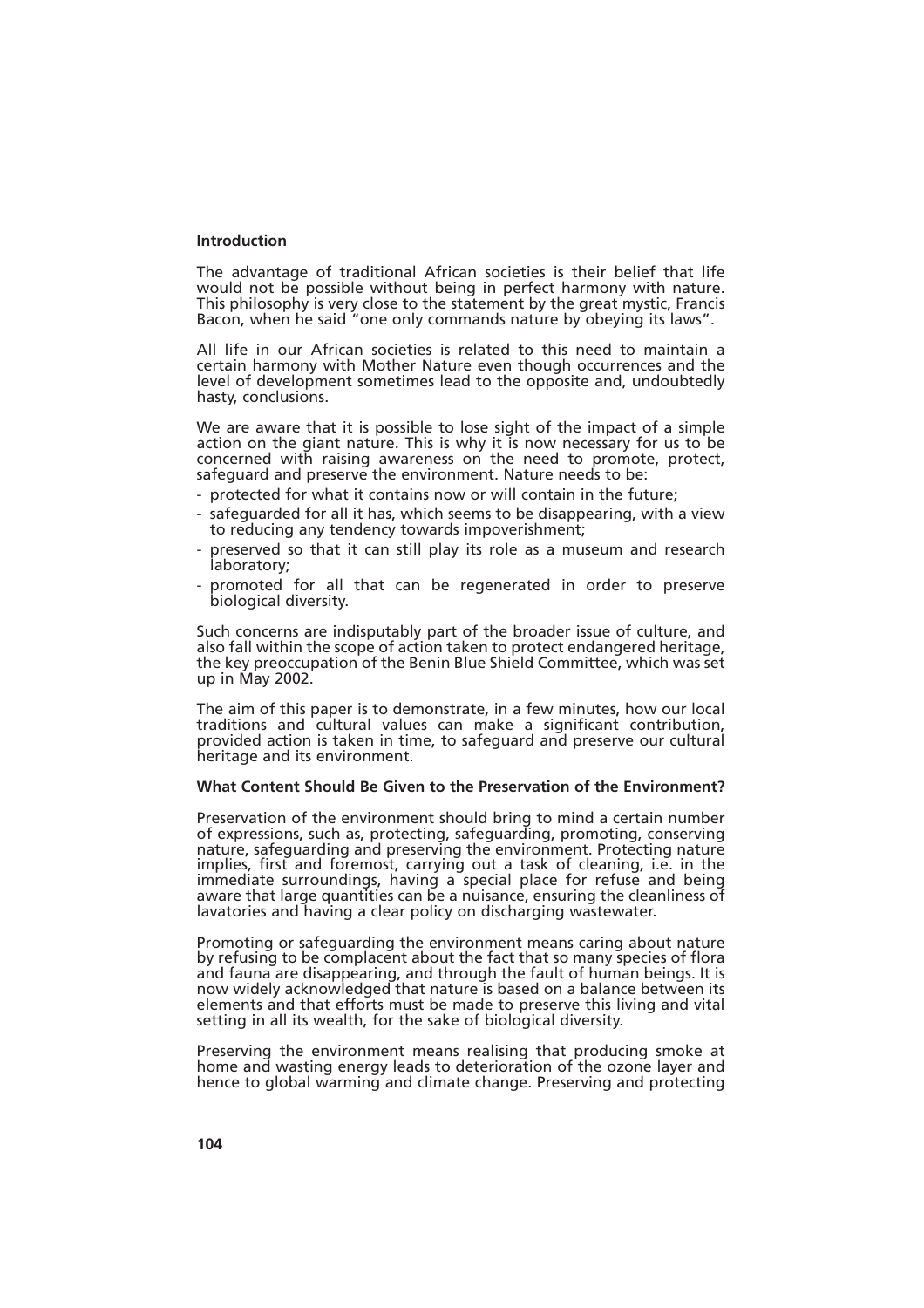## Introduction

The advantage of traditional African societies is their belief that life would not be possible without being in perfect harmony with nature. This philosophy is very close to the statement by the great mystic, Francis Bacon, when he said "one only commands nature by obeying its laws".

All life in our African societies is related to this need to maintain a certain harmony with Mother Nature even though occurrences and the level of development sometimes lead to the opposite and, undoubtedly hasty, conclusions.

We are aware that it is possible to lose sight of the impact of a simple action on the giant nature. This is why it is now necessary for us to be concerned with raising awareness on the need to promote, protect, safeguard and preserve the environment. Nature needs to be:

- protected for what it contains now or will contain in the future;
- safeguarded for all it has, which seems to be disappearing, with a view to reducing any tendency towards impoverishment;
- preserved so that it can still play its role as a museum and research laboratory;
- promoted for all that can be regenerated in order to preserve biological diversity.

Such concerns are indisputably part of the broader issue of culture, and also fall within the scope of action taken to protect endangered heritage, the key preoccupation of the Benin Blue Shield Committee, which was set up in May 2002.

The aim of this paper is to demonstrate, in a few minutes, how our local traditions and cultural values can make a significant contribution, provided action is taken in time, to safeguard and preserve our cultural heritage and its environment.

## What Content Should Be Given to the Preservation of the Environment?

Preservation of the environment should bring to mind a certain number of expressions, such as, protecting, safeguarding, promoting, conserving nature, safeguarding and preserving the environment. Protecting nature implies, first and foremost, carrying out a task of cleaning, i.e. in the immediate surroundings, having a special place for refuse and being aware that large quantities can be a nuisance, ensuring the cleanliness of lavatories and having a clear policy on discharging wastewater.

Promoting or safeguarding the environment means caring about nature by refusing to be complacent about the fact that so many species of flora and fauna are disappearing, and through the fault of human beings. It is now widely acknowledged that nature is based on a balance between its elements and that efforts must be made to preserve this living and vital setting in all its wealth, for the sake of biological diversity.

Preserving the environment means realising that producing smoke at home and wasting energy leads to deterioration of the ozone layer and hence to global warming and climate change. Preserving and protecting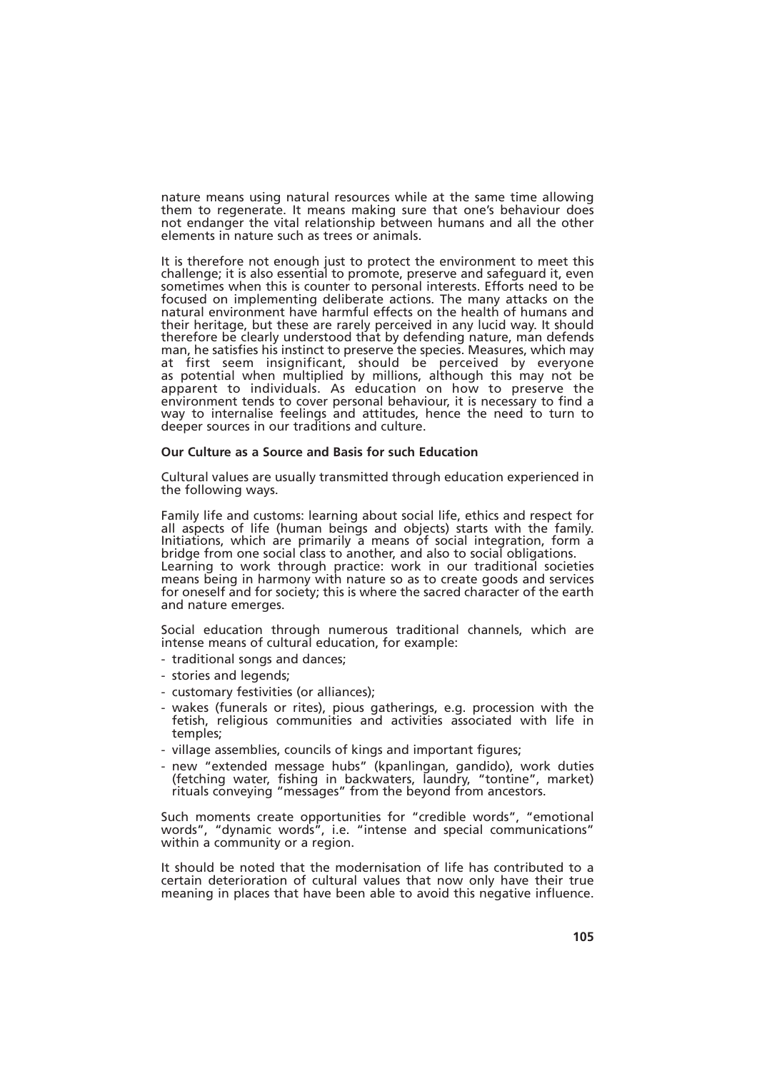nature means using natural resources while at the same time allowing them to regenerate. It means making sure that one's behaviour does not endanger the vital relationship between humans and all the other elements in nature such as trees or animals.

It is therefore not enough just to protect the environment to meet this challenge; it is also essential to promote, preserve and safeguard it, even sometimes when this is counter to personal interests. Efforts need to be focused on implementing deliberate actions. The many attacks on the natural environment have harmful effects on the health of humans and their heritage, but these are rarely perceived in any lucid way. It should therefore be clearly understood that by defending nature, man defends man, he satisfies his instinct to preserve the species. Measures, which may at first seem insignificant, should be perceived by everyone as potential when multiplied by millions, although this may not be apparent to individuals. As education on how to preserve the environment tends to cover personal behaviour, it is necessary to find a way to internalise feelings and attitudes, hence the need to turn to deeper sources in our traditions and culture.

**Our Culture as a Source and Basis for such Education**

Cultural values are usually transmitted through education experienced in the following ways.

Family life and customs: learning about social life, ethics and respect for all aspects of life (human beings and objects) starts with the family. Initiations, which are primarily a means of social integration, form a bridge from one social class to another, and also to social obligations.
Learning to work through practice: work in our traditional societies means being in harmony with nature so as to create goods and services for oneself and for society; this is where the sacred character of the earth and nature emerges.

Social education through numerous traditional channels, which are intense means of cultural education, for example:

- traditional songs and dances;
- stories and legends;
- customary festivities (or alliances);
- wakes (funerals or rites), pious gatherings, e.g. procession with the fetish, religious communities and activities associated with life in temples;
- village assemblies, councils of kings and important figures;
- new "extended message hubs" (kpanlingan, gandido), work duties (fetching water, fishing in backwaters, laundry, "tontine", market) rituals conveying "messages" from the beyond from ancestors.

Such moments create opportunities for "credible words", "emotional words", "dynamic words", i.e. "intense and special communications" within a community or a region.

It should be noted that the modernisation of life has contributed to a certain deterioration of cultural values that now only have their true meaning in places that have been able to avoid this negative influence.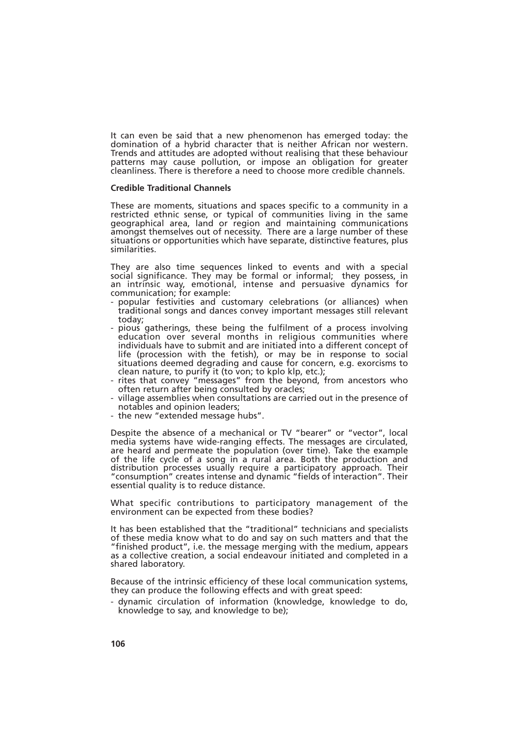It can even be said that a new phenomenon has emerged today: the domination of a hybrid character that is neither African nor western. Trends and attitudes are adopted without realising that these behaviour patterns may cause pollution, or impose an obligation for greater cleanliness. There is therefore a need to choose more credible channels.

**Credible Traditional Channels**

These are moments, situations and spaces specific to a community in a restricted ethnic sense, or typical of communities living in the same geographical area, land or region and maintaining communications amongst themselves out of necessity. There are a large number of these situations or opportunities which have separate, distinctive features, plus similarities.

They are also time sequences linked to events and with a special social significance. They may be formal or informal; they possess, in an intrinsic way, emotional, intense and persuasive dynamics for communication; for example:

- popular festivities and customary celebrations (or alliances) when traditional songs and dances convey important messages still relevant today;
- pious gatherings, these being the fulfilment of a process involving education over several months in religious communities where individuals have to submit and are initiated into a different concept of life (procession with the fetish), or may be in response to social situations deemed degrading and cause for concern, e.g. exorcisms to clean nature, to purify it (to von; to kplo klp, etc.);
- rites that convey "messages" from the beyond, from ancestors who often return after being consulted by oracles;
- village assemblies when consultations are carried out in the presence of notables and opinion leaders;
- the new "extended message hubs".

Despite the absence of a mechanical or TV "bearer" or "vector", local media systems have wide-ranging effects. The messages are circulated, are heard and permeate the population (over time). Take the example of the life cycle of a song in a rural area. Both the production and distribution processes usually require a participatory approach. Their "consumption" creates intense and dynamic "fields of interaction". Their essential quality is to reduce distance.

What specific contributions to participatory management of the environment can be expected from these bodies?

It has been established that the "traditional" technicians and specialists of these media know what to do and say on such matters and that the "finished product", i.e. the message merging with the medium, appears as a collective creation, a social endeavour initiated and completed in a shared laboratory.

Because of the intrinsic efficiency of these local communication systems, they can produce the following effects and with great speed:

- dynamic circulation of information (knowledge, knowledge to do, knowledge to say, and knowledge to be);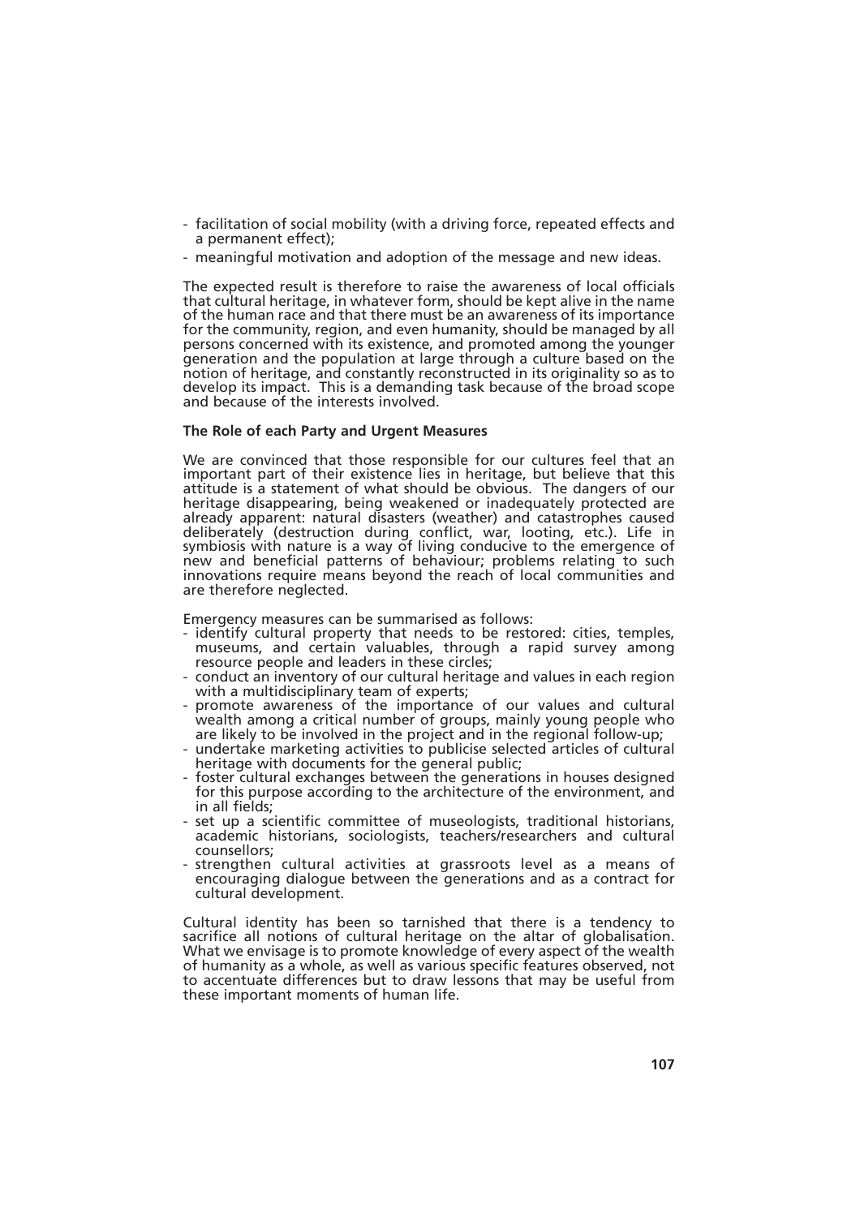- facilitation of social mobility (with a driving force, repeated effects and a permanent effect);
- meaningful motivation and adoption of the message and new ideas.

The expected result is therefore to raise the awareness of local officials that cultural heritage, in whatever form, should be kept alive in the name of the human race and that there must be an awareness of its importance for the community, region, and even humanity, should be managed by all persons concerned with its existence, and promoted among the younger generation and the population at large through a culture based on the notion of heritage, and constantly reconstructed in its originality so as to develop its impact. This is a demanding task because of the broad scope and because of the interests involved.

**The Role of each Party and Urgent Measures**

We are convinced that those responsible for our cultures feel that an important part of their existence lies in heritage, but believe that this attitude is a statement of what should be obvious. The dangers of our heritage disappearing, being weakened or inadequately protected are already apparent: natural disasters (weather) and catastrophes caused deliberately (destruction during conflict, war, looting, etc.). Life in symbiosis with nature is a way of living conducive to the emergence of new and beneficial patterns of behaviour; problems relating to such innovations require means beyond the reach of local communities and are therefore neglected.

Emergency measures can be summarised as follows:
- identify cultural property that needs to be restored: cities, temples, museums, and certain valuables, through a rapid survey among resource people and leaders in these circles;
- conduct an inventory of our cultural heritage and values in each region with a multidisciplinary team of experts;
- promote awareness of the importance of our values and cultural wealth among a critical number of groups, mainly young people who are likely to be involved in the project and in the regional follow-up;
- undertake marketing activities to publicise selected articles of cultural heritage with documents for the general public;
- foster cultural exchanges between the generations in houses designed for this purpose according to the architecture of the environment, and in all fields;
- set up a scientific committee of museologists, traditional historians, academic historians, sociologists, teachers/researchers and cultural counsellors;
- strengthen cultural activities at grassroots level as a means of encouraging dialogue between the generations and as a contract for cultural development.

Cultural identity has been so tarnished that there is a tendency to sacrifice all notions of cultural heritage on the altar of globalisation. What we envisage is to promote knowledge of every aspect of the wealth of humanity as a whole, as well as various specific features observed, not to accentuate differences but to draw lessons that may be useful from these important moments of human life.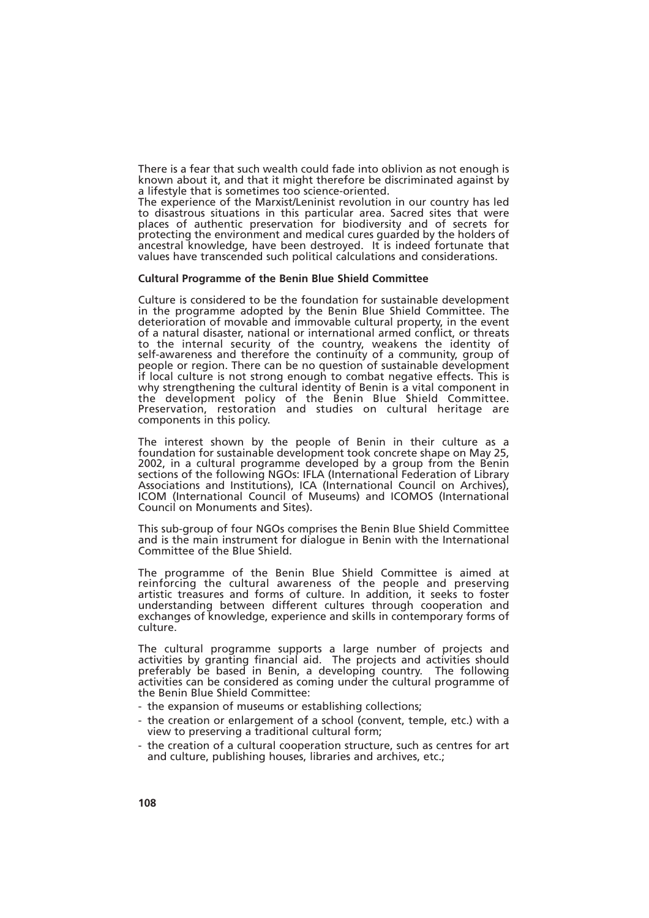There is a fear that such wealth could fade into oblivion as not enough is known about it, and that it might therefore be discriminated against by a lifestyle that is sometimes too science-oriented.
The experience of the Marxist/Leninist revolution in our country has led to disastrous situations in this particular area. Sacred sites that were places of authentic preservation for biodiversity and of secrets for protecting the environment and medical cures guarded by the holders of ancestral knowledge, have been destroyed. It is indeed fortunate that values have transcended such political calculations and considerations.

**Cultural Programme of the Benin Blue Shield Committee**

Culture is considered to be the foundation for sustainable development in the programme adopted by the Benin Blue Shield Committee. The deterioration of movable and immovable cultural property, in the event of a natural disaster, national or international armed conflict, or threats to the internal security of the country, weakens the identity of self-awareness and therefore the continuity of a community, group of people or region. There can be no question of sustainable development if local culture is not strong enough to combat negative effects. This is why strengthening the cultural identity of Benin is a vital component in the development policy of the Benin Blue Shield Committee. Preservation, restoration and studies on cultural heritage are components in this policy.

The interest shown by the people of Benin in their culture as a foundation for sustainable development took concrete shape on May 25, 2002, in a cultural programme developed by a group from the Benin sections of the following NGOs: IFLA (International Federation of Library Associations and Institutions), ICA (International Council on Archives), ICOM (International Council of Museums) and ICOMOS (International Council on Monuments and Sites).

This sub-group of four NGOs comprises the Benin Blue Shield Committee and is the main instrument for dialogue in Benin with the International Committee of the Blue Shield.

The programme of the Benin Blue Shield Committee is aimed at reinforcing the cultural awareness of the people and preserving artistic treasures and forms of culture. In addition, it seeks to foster understanding between different cultures through cooperation and exchanges of knowledge, experience and skills in contemporary forms of culture.

The cultural programme supports a large number of projects and activities by granting financial aid. The projects and activities should preferably be based in Benin, a developing country. The following activities can be considered as coming under the cultural programme of the Benin Blue Shield Committee:

- the expansion of museums or establishing collections;
- the creation or enlargement of a school (convent, temple, etc.) with a view to preserving a traditional cultural form;
- the creation of a cultural cooperation structure, such as centres for art and culture, publishing houses, libraries and archives, etc.;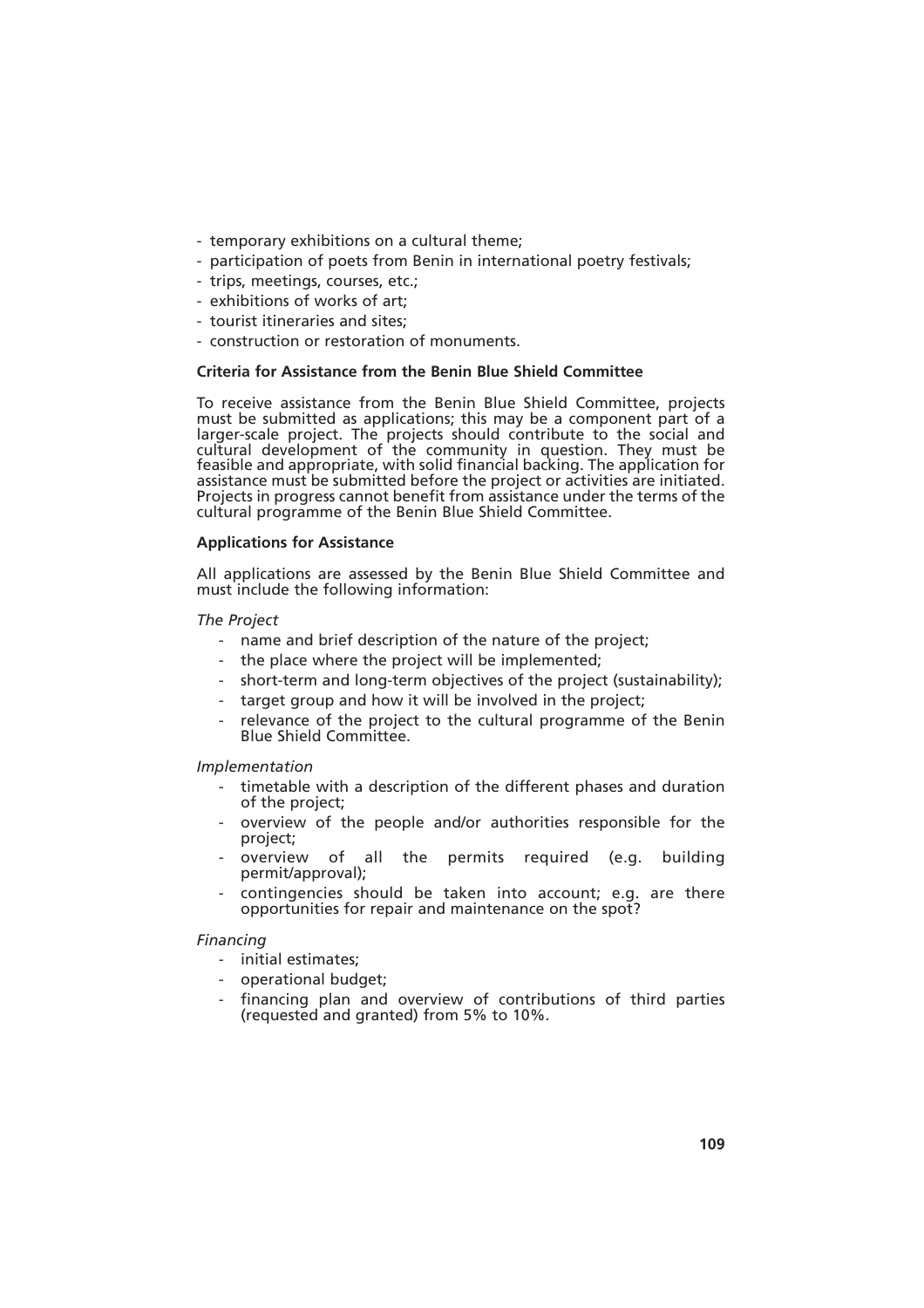- temporary exhibitions on a cultural theme;
- participation of poets from Benin in international poetry festivals;
- trips, meetings, courses, etc.;
- exhibitions of works of art;
- tourist itineraries and sites;
- construction or restoration of monuments.

**Criteria for Assistance from the Benin Blue Shield Committee**

To receive assistance from the Benin Blue Shield Committee, projects must be submitted as applications; this may be a component part of a larger-scale project. The projects should contribute to the social and cultural development of the community in question. They must be feasible and appropriate, with solid financial backing. The application for assistance must be submitted before the project or activities are initiated. Projects in progress cannot benefit from assistance under the terms of the cultural programme of the Benin Blue Shield Committee.

**Applications for Assistance**

All applications are assessed by the Benin Blue Shield Committee and must include the following information:

*The Project*

- name and brief description of the nature of the project;
- the place where the project will be implemented;
- short-term and long-term objectives of the project (sustainability);
- target group and how it will be involved in the project;
- relevance of the project to the cultural programme of the Benin Blue Shield Committee.

*Implementation*

- timetable with a description of the different phases and duration of the project;
- overview of the people and/or authorities responsible for the project;
- overview of all the permits required (e.g. building permit/approval);
- contingencies should be taken into account; e.g. are there opportunities for repair and maintenance on the spot?

*Financing*

- initial estimates;
- operational budget;
- financing plan and overview of contributions of third parties (requested and granted) from 5% to 10%.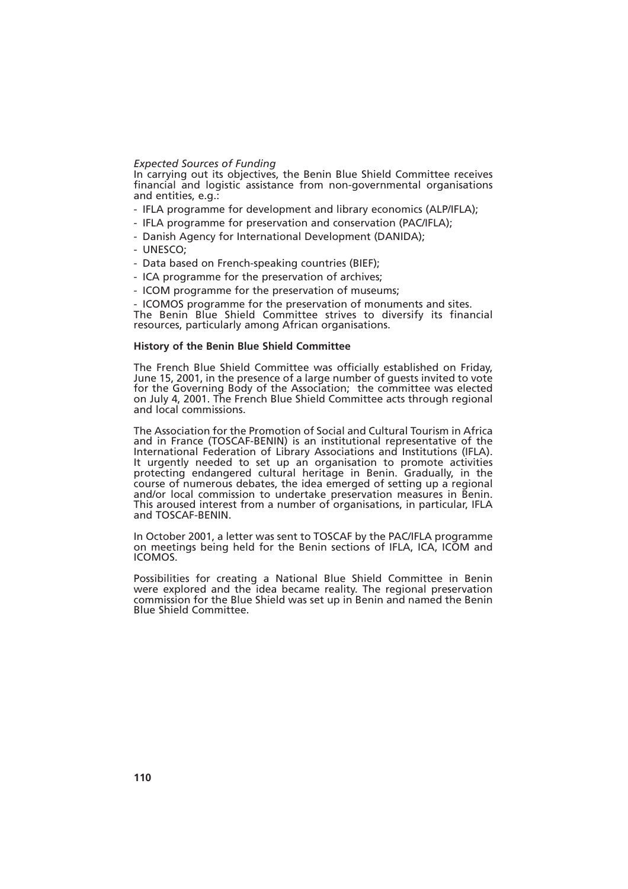*Expected Sources of Funding*
In carrying out its objectives, the Benin Blue Shield Committee receives financial and logistic assistance from non-governmental organisations and entities, e.g.:

- IFLA programme for development and library economics (ALP/IFLA);
- IFLA programme for preservation and conservation (PAC/IFLA);
- Danish Agency for International Development (DANIDA);
- UNESCO;
- Data based on French-speaking countries (BIEF);
- ICA programme for the preservation of archives;
- ICOM programme for the preservation of museums;
- ICOMOS programme for the preservation of monuments and sites.

The Benin Blue Shield Committee strives to diversify its financial resources, particularly among African organisations.

**History of the Benin Blue Shield Committee**

The French Blue Shield Committee was officially established on Friday, June 15, 2001, in the presence of a large number of guests invited to vote for the Governing Body of the Association; the committee was elected on July 4, 2001. The French Blue Shield Committee acts through regional and local commissions.

The Association for the Promotion of Social and Cultural Tourism in Africa and in France (TOSCAF-BENIN) is an institutional representative of the International Federation of Library Associations and Institutions (IFLA). It urgently needed to set up an organisation to promote activities protecting endangered cultural heritage in Benin. Gradually, in the course of numerous debates, the idea emerged of setting up a regional and/or local commission to undertake preservation measures in Benin. This aroused interest from a number of organisations, in particular, IFLA and TOSCAF-BENIN.

In October 2001, a letter was sent to TOSCAF by the PAC/IFLA programme on meetings being held for the Benin sections of IFLA, ICA, ICOM and ICOMOS.

Possibilities for creating a National Blue Shield Committee in Benin were explored and the idea became reality. The regional preservation commission for the Blue Shield was set up in Benin and named the Benin Blue Shield Committee.